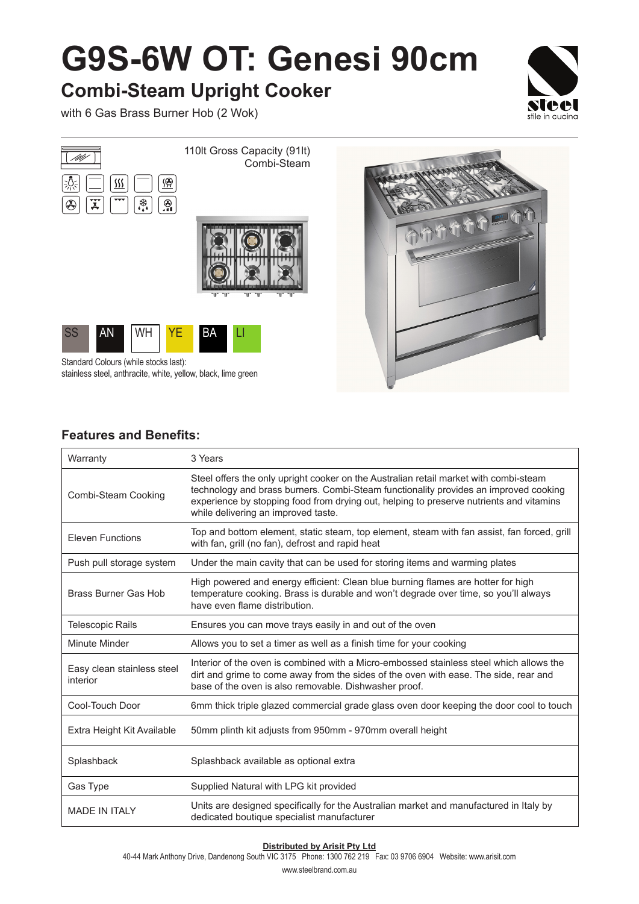# G9S-6W OT: Genesi 90cm

## Combi-Steam Upright Cooker

with 6 Gas Brass Burner Hob (2 Wok)

110lt Gross Capacity (91lt)
Combi-Steam

SS AN WH YE BA LI

Standard Colours (while stocks last):
stainless steel, anthracite, white, yellow, black, lime green

### Features and Benefits:

| Feature | Description |
|---|---|
| Warranty | 3 Years |
| Combi-Steam Cooking | Steel offers the only upright cooker on the Australian retail market with combi-steam technology and brass burners. Combi-Steam functionality provides an improved cooking experience by stopping food from drying out, helping to preserve nutrients and vitamins while delivering an improved taste. |
| Eleven Functions | Top and bottom element, static steam, top element, steam with fan assist, fan forced, grill with fan, grill (no fan), defrost and rapid heat |
| Push pull storage system | Under the main cavity that can be used for storing items and warming plates |
| Brass Burner Gas Hob | High powered and energy efficient: Clean blue burning flames are hotter for high temperature cooking. Brass is durable and won't degrade over time, so you'll always have even flame distribution. |
| Telescopic Rails | Ensures you can move trays easily in and out of the oven |
| Minute Minder | Allows you to set a timer as well as a finish time for your cooking |
| Easy clean stainless steel interior | Interior of the oven is combined with a Micro-embossed stainless steel which allows the dirt and grime to come away from the sides of the oven with ease. The side, rear and base of the oven is also removable. Dishwasher proof. |
| Cool-Touch Door | 6mm thick triple glazed commercial grade glass oven door keeping the door cool to touch |
| Extra Height Kit Available | 50mm plinth kit adjusts from 950mm - 970mm overall height |
| Splashback | Splashback available as optional extra |
| Gas Type | Supplied Natural with LPG kit provided |
| MADE IN ITALY | Units are designed specifically for the Australian market and manufactured in Italy by dedicated boutique specialist manufacturer |

**Distributed by Arisit Pty Ltd**
40-44 Mark Anthony Drive, Dandenong South VIC 3175 Phone: 1300 762 219 Fax: 03 9706 6904 Website: www.arisit.com
www.steelbrand.com.au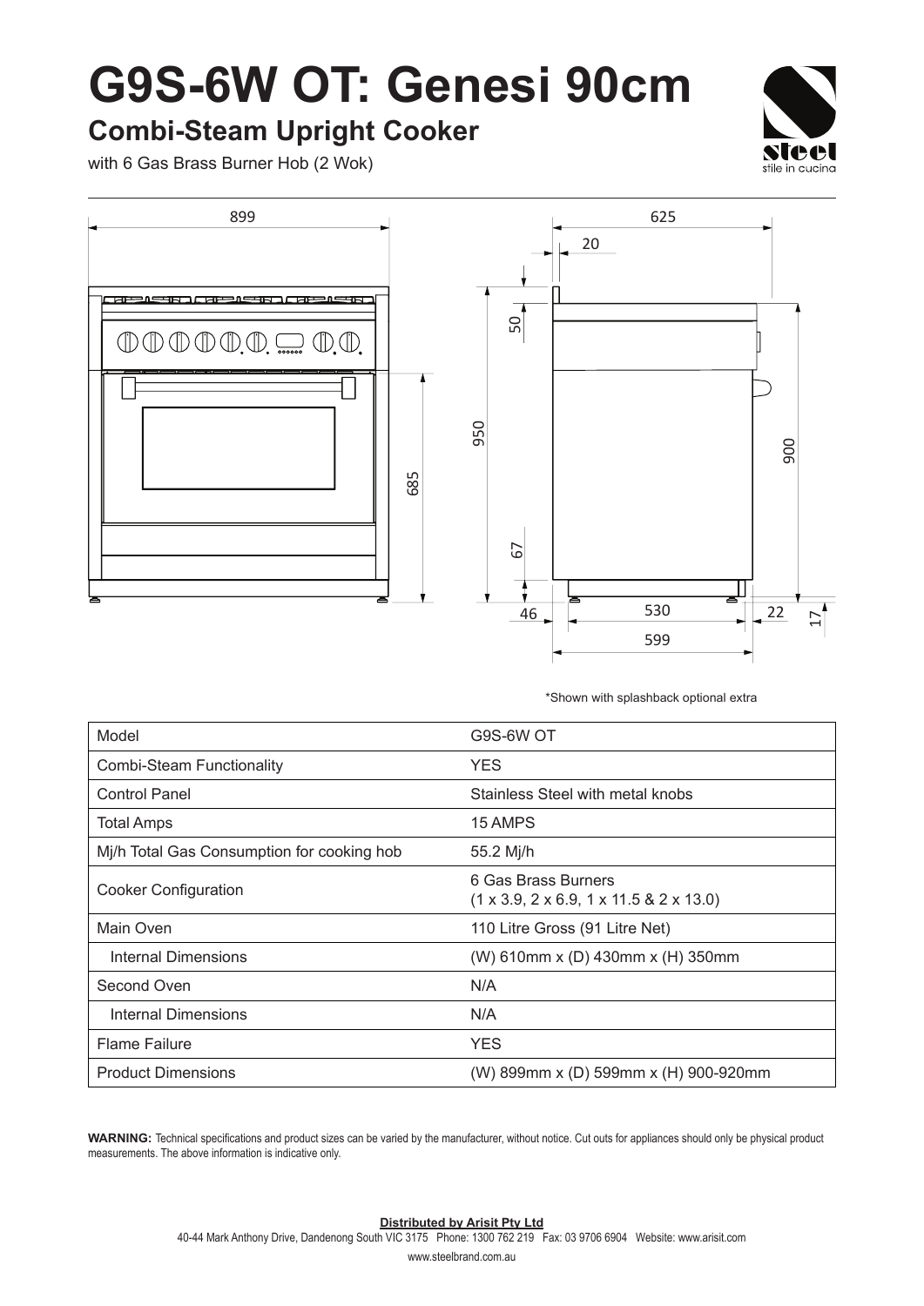# G9S-6W OT: Genesi 90cm

## Combi-Steam Upright Cooker

with 6 Gas Brass Burner Hob (2 Wok)

899

685

625

20

50

950

900

67

46

530

22

17

599

*Shown with splashback optional extra

| | |
|---|---|
| Model | G9S-6W OT |
| Combi-Steam Functionality | YES |
| Control Panel | Stainless Steel with metal knobs |
| Total Amps | 15 AMPS |
| Mj/h Total Gas Consumption for cooking hob | 55.2 Mj/h |
| Cooker Configuration | 6 Gas Brass Burners (1 x 3.9, 2 x 6.9, 1 x 11.5 & 2 x 13.0) |
| Main Oven | 110 Litre Gross (91 Litre Net) |
| Internal Dimensions | (W) 610mm x (D) 430mm x (H) 350mm |
| Second Oven | N/A |
| Internal Dimensions | N/A |
| Flame Failure | YES |
| Product Dimensions | (W) 899mm x (D) 599mm x (H) 900-920mm |

**WARNING:** Technical specifications and product sizes can be varied by the manufacturer, without notice. Cut outs for appliances should only be physical product measurements. The above information is indicative only.

**Distributed by Arisit Pty Ltd**
40-44 Mark Anthony Drive, Dandenong South VIC 3175 Phone: 1300 762 219 Fax: 03 9706 6904 Website: www.arisit.com
www.steelbrand.com.au